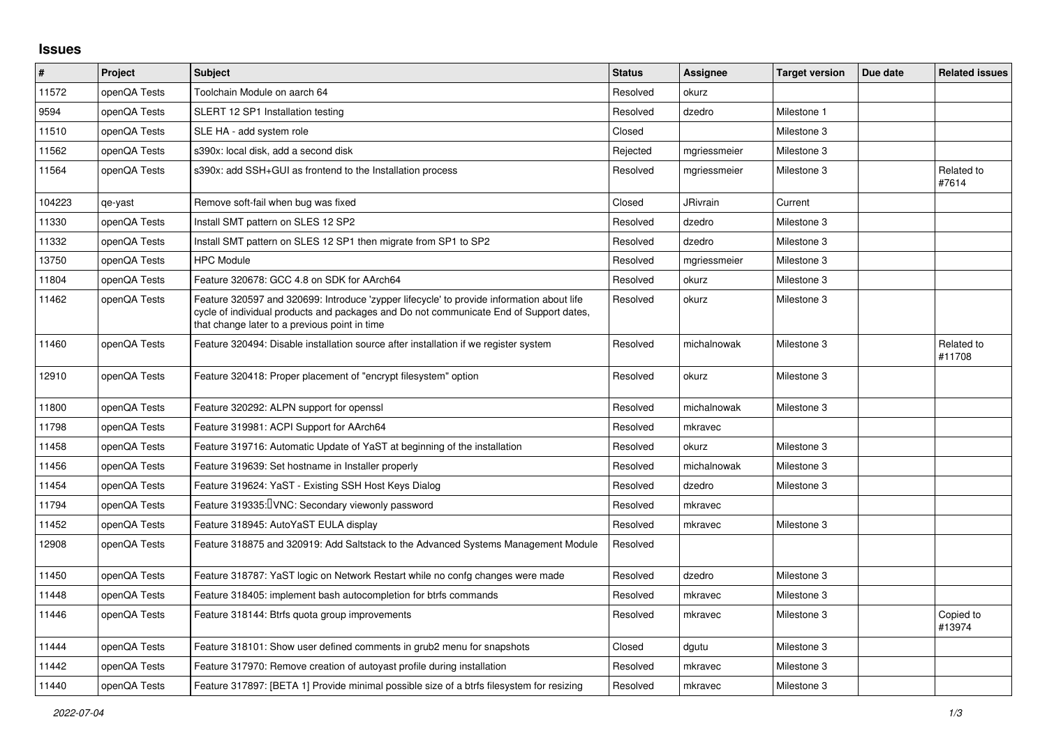# Issues

| # | Project | Subject | Status | Assignee | Target version | Due date | Related issues |
|---|---|---|---|---|---|---|---|
| 11572 | openQA Tests | Toolchain Module on aarch 64 | Resolved | okurz | | | |
| 9594 | openQA Tests | SLERT 12 SP1 Installation testing | Resolved | dzedro | Milestone 1 | | |
| 11510 | openQA Tests | SLE HA - add system role | Closed | | Milestone 3 | | |
| 11562 | openQA Tests | s390x: local disk, add a second disk | Rejected | mgriessmeier | Milestone 3 | | |
| 11564 | openQA Tests | s390x: add SSH+GUI as frontend to the Installation process | Resolved | mgriessmeier | Milestone 3 | | Related to #7614 |
| 104223 | qe-yast | Remove soft-fail when bug was fixed | Closed | JRivrain | Current | | |
| 11330 | openQA Tests | Install SMT pattern on SLES 12 SP2 | Resolved | dzedro | Milestone 3 | | |
| 11332 | openQA Tests | Install SMT pattern on SLES 12 SP1 then migrate from SP1 to SP2 | Resolved | dzedro | Milestone 3 | | |
| 13750 | openQA Tests | HPC Module | Resolved | mgriessmeier | Milestone 3 | | |
| 11804 | openQA Tests | Feature 320678: GCC 4.8 on SDK for AArch64 | Resolved | okurz | Milestone 3 | | |
| 11462 | openQA Tests | Feature 320597 and 320699: Introduce 'zypper lifecycle' to provide information about life cycle of individual products and packages and Do not communicate End of Support dates, that change later to a previous point in time | Resolved | okurz | Milestone 3 | | |
| 11460 | openQA Tests | Feature 320494: Disable installation source after installation if we register system | Resolved | michalnowak | Milestone 3 | | Related to #11708 |
| 12910 | openQA Tests | Feature 320418: Proper placement of "encrypt filesystem" option | Resolved | okurz | Milestone 3 | | |
| 11800 | openQA Tests | Feature 320292: ALPN support for openssl | Resolved | michalnowak | Milestone 3 | | |
| 11798 | openQA Tests | Feature 319981: ACPI Support for AArch64 | Resolved | mkravec | | | |
| 11458 | openQA Tests | Feature 319716: Automatic Update of YaST at beginning of the installation | Resolved | okurz | Milestone 3 | | |
| 11456 | openQA Tests | Feature 319639: Set hostname in Installer properly | Resolved | michalnowak | Milestone 3 | | |
| 11454 | openQA Tests | Feature 319624: YaST - Existing SSH Host Keys Dialog | Resolved | dzedro | Milestone 3 | | |
| 11794 | openQA Tests | Feature 319335: VNC: Secondary viewonly password | Resolved | mkravec | | | |
| 11452 | openQA Tests | Feature 318945: AutoYaST EULA display | Resolved | mkravec | Milestone 3 | | |
| 12908 | openQA Tests | Feature 318875 and 320919: Add Saltstack to the Advanced Systems Management Module | Resolved | | | | |
| 11450 | openQA Tests | Feature 318787: YaST logic on Network Restart while no confg changes were made | Resolved | dzedro | Milestone 3 | | |
| 11448 | openQA Tests | Feature 318405: implement bash autocompletion for btrfs commands | Resolved | mkravec | Milestone 3 | | |
| 11446 | openQA Tests | Feature 318144: Btrfs quota group improvements | Resolved | mkravec | Milestone 3 | | Copied to #13974 |
| 11444 | openQA Tests | Feature 318101: Show user defined comments in grub2 menu for snapshots | Closed | dgutu | Milestone 3 | | |
| 11442 | openQA Tests | Feature 317970: Remove creation of autoyast profile during installation | Resolved | mkravec | Milestone 3 | | |
| 11440 | openQA Tests | Feature 317897: [BETA 1] Provide minimal possible size of a btrfs filesystem for resizing | Resolved | mkravec | Milestone 3 | | |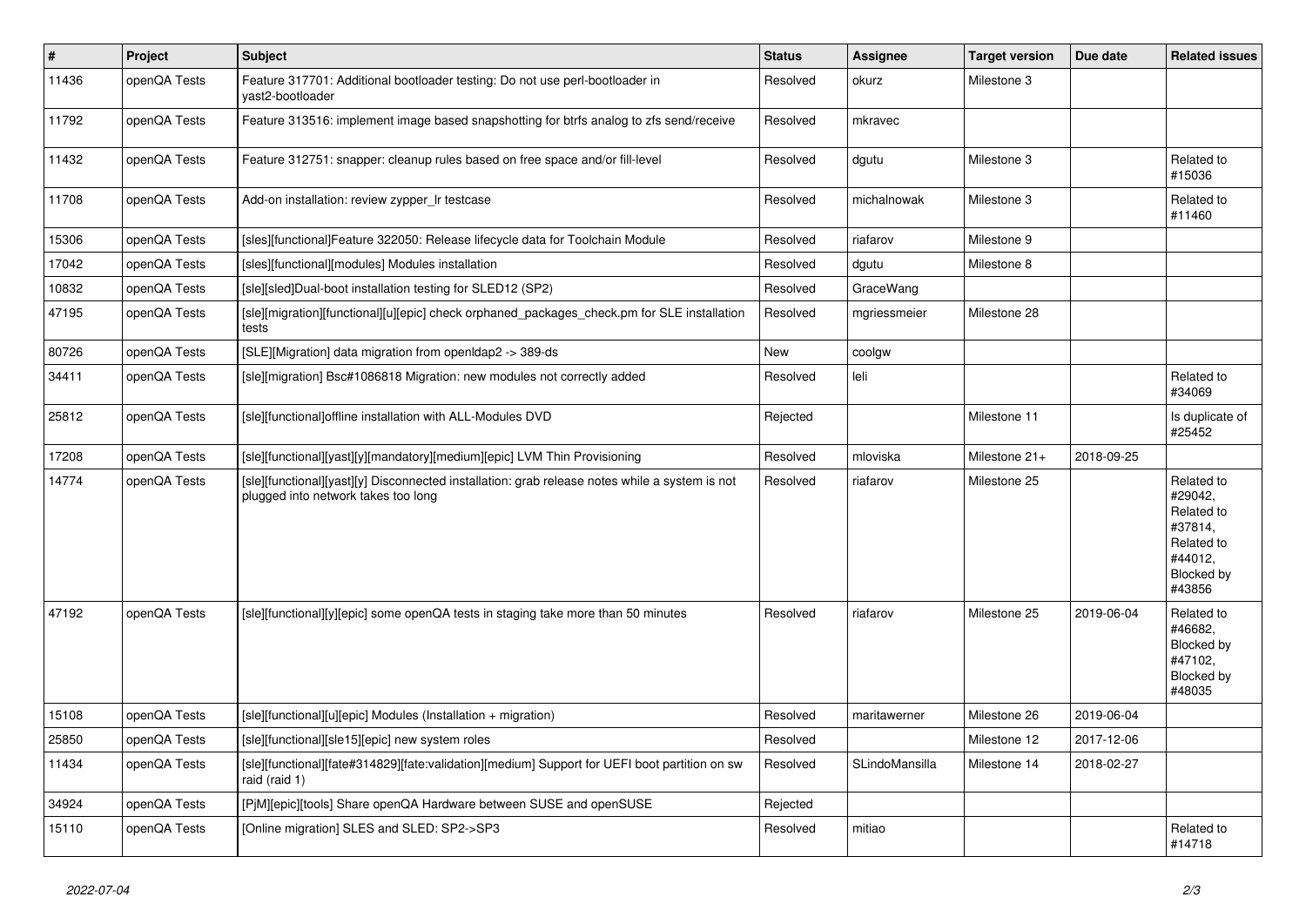| # | Project | Subject | Status | Assignee | Target version | Due date | Related issues |
|---|---|---|---|---|---|---|---|
| 11436 | openQA Tests | Feature 317701: Additional bootloader testing: Do not use perl-bootloader in yast2-bootloader | Resolved | okurz | Milestone 3 | | |
| 11792 | openQA Tests | Feature 313516: implement image based snapshotting for btrfs analog to zfs send/receive | Resolved | mkravec | | | |
| 11432 | openQA Tests | Feature 312751: snapper: cleanup rules based on free space and/or fill-level | Resolved | dgutu | Milestone 3 | | Related to #15036 |
| 11708 | openQA Tests | Add-on installation: review zypper_lr testcase | Resolved | michalnowak | Milestone 3 | | Related to #11460 |
| 15306 | openQA Tests | [sles][functional]Feature 322050: Release lifecycle data for Toolchain Module | Resolved | riafarov | Milestone 9 | | |
| 17042 | openQA Tests | [sles][functional][modules] Modules installation | Resolved | dgutu | Milestone 8 | | |
| 10832 | openQA Tests | [sle][sled]Dual-boot installation testing for SLED12 (SP2) | Resolved | GraceWang | | | |
| 47195 | openQA Tests | [sle][migration][functional][u][epic] check orphaned_packages_check.pm for SLE installation tests | Resolved | mgriessmeier | Milestone 28 | | |
| 80726 | openQA Tests | [SLE][Migration] data migration from openldap2 -> 389-ds | New | coolgw | | | |
| 34411 | openQA Tests | [sle][migration] Bsc#1086818 Migration: new modules not correctly added | Resolved | leli | | | Related to #34069 |
| 25812 | openQA Tests | [sle][functional]offline installation with ALL-Modules DVD | Rejected | | Milestone 11 | | Is duplicate of #25452 |
| 17208 | openQA Tests | [sle][functional][yast][y][mandatory][medium][epic] LVM Thin Provisioning | Resolved | mloviska | Milestone 21+ | 2018-09-25 | |
| 14774 | openQA Tests | [sle][functional][yast][y] Disconnected installation: grab release notes while a system is not plugged into network takes too long | Resolved | riafarov | Milestone 25 | | Related to #29042, Related to #37814, Related to #44012, Blocked by #43856 |
| 47192 | openQA Tests | [sle][functional][y][epic] some openQA tests in staging take more than 50 minutes | Resolved | riafarov | Milestone 25 | 2019-06-04 | Related to #46682, Blocked by #47102, Blocked by #48035 |
| 15108 | openQA Tests | [sle][functional][u][epic] Modules (Installation + migration) | Resolved | maritawerner | Milestone 26 | 2019-06-04 | |
| 25850 | openQA Tests | [sle][functional][sle15][epic] new system roles | Resolved | | Milestone 12 | 2017-12-06 | |
| 11434 | openQA Tests | [sle][functional][fate#314829][fate:validation][medium] Support for UEFI boot partition on sw raid (raid 1) | Resolved | SLindoMansilla | Milestone 14 | 2018-02-27 | |
| 34924 | openQA Tests | [PjM][epic][tools] Share openQA Hardware between SUSE and openSUSE | Rejected | | | | |
| 15110 | openQA Tests | [Online migration] SLES and SLED: SP2->SP3 | Resolved | mitiao | | | Related to #14718 |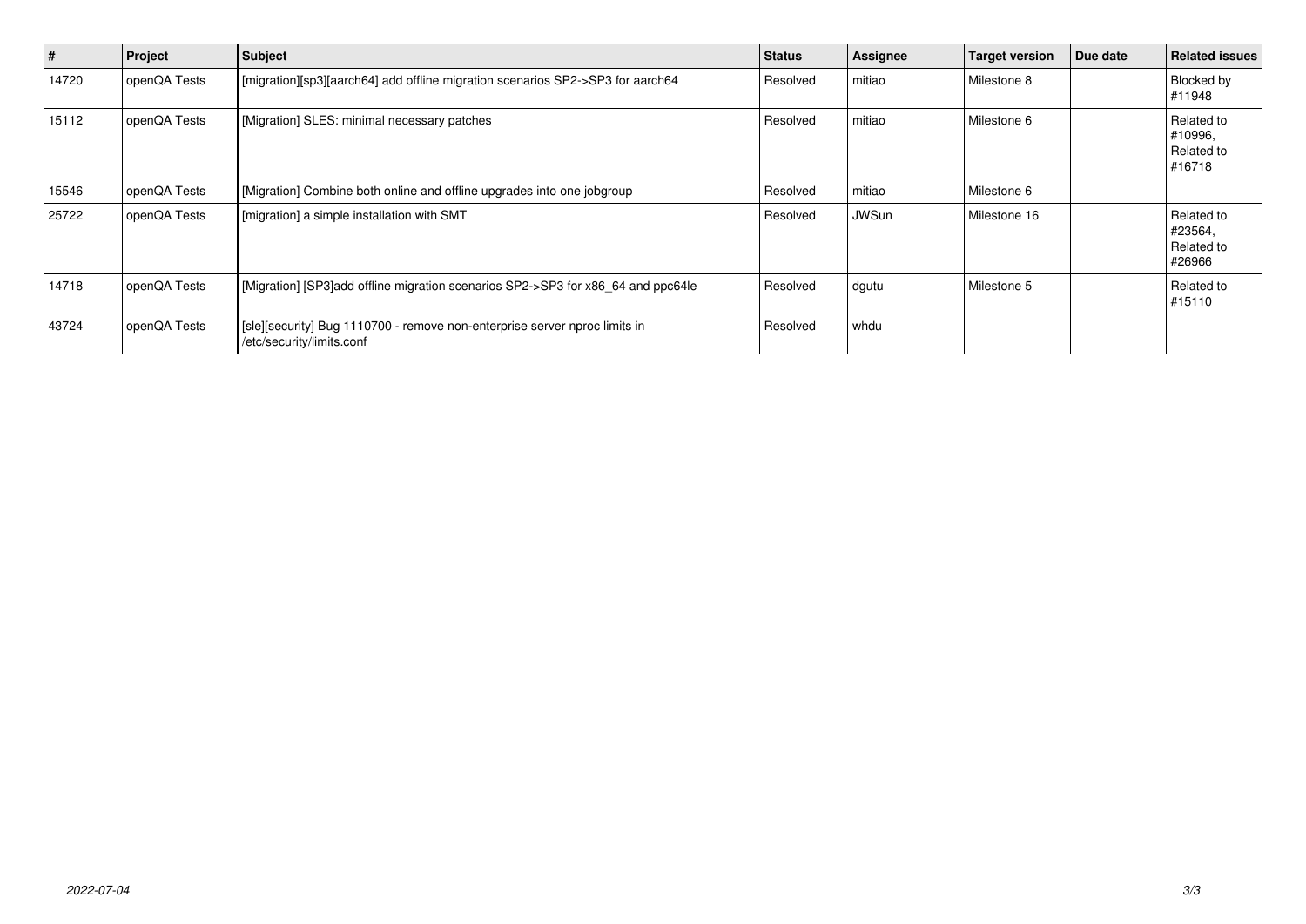| # | Project | Subject | Status | Assignee | Target version | Due date | Related issues |
|---|---|---|---|---|---|---|---|
| 14720 | openQA Tests | [migration][sp3][aarch64] add offline migration scenarios SP2->SP3 for aarch64 | Resolved | mitiao | Milestone 8 | | Blocked by #11948 |
| 15112 | openQA Tests | [Migration] SLES: minimal necessary patches | Resolved | mitiao | Milestone 6 | | Related to #10996, Related to #16718 |
| 15546 | openQA Tests | [Migration] Combine both online and offline upgrades into one jobgroup | Resolved | mitiao | Milestone 6 | | |
| 25722 | openQA Tests | [migration] a simple installation with SMT | Resolved | JWSun | Milestone 16 | | Related to #23564, Related to #26966 |
| 14718 | openQA Tests | [Migration] [SP3]add offline migration scenarios SP2->SP3 for x86_64 and ppc64le | Resolved | dgutu | Milestone 5 | | Related to #15110 |
| 43724 | openQA Tests | [sle][security] Bug 1110700 - remove non-enterprise server nproc limits in /etc/security/limits.conf | Resolved | whdu | | | |